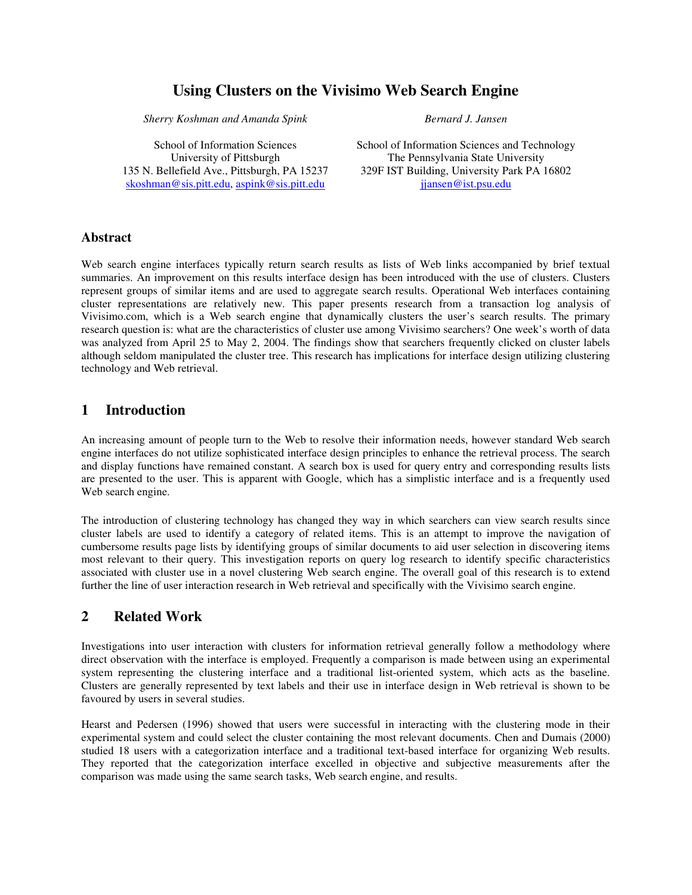# Using Clusters on the Vivisimo Web Search Engine

*Sherry Koshman and Amanda Spink*

School of Information Sciences
University of Pittsburgh
135 N. Bellefield Ave., Pittsburgh, PA 15237
skoshman@sis.pitt.edu, aspink@sis.pitt.edu

*Bernard J. Jansen*

School of Information Sciences and Technology
The Pennsylvania State University
329F IST Building, University Park PA 16802
jjansen@ist.psu.edu

## Abstract

Web search engine interfaces typically return search results as lists of Web links accompanied by brief textual summaries. An improvement on this results interface design has been introduced with the use of clusters. Clusters represent groups of similar items and are used to aggregate search results. Operational Web interfaces containing cluster representations are relatively new. This paper presents research from a transaction log analysis of Vivisimo.com, which is a Web search engine that dynamically clusters the user's search results. The primary research question is: what are the characteristics of cluster use among Vivisimo searchers? One week's worth of data was analyzed from April 25 to May 2, 2004. The findings show that searchers frequently clicked on cluster labels although seldom manipulated the cluster tree. This research has implications for interface design utilizing clustering technology and Web retrieval.

## 1 Introduction

An increasing amount of people turn to the Web to resolve their information needs, however standard Web search engine interfaces do not utilize sophisticated interface design principles to enhance the retrieval process. The search and display functions have remained constant. A search box is used for query entry and corresponding results lists are presented to the user. This is apparent with Google, which has a simplistic interface and is a frequently used Web search engine.

The introduction of clustering technology has changed they way in which searchers can view search results since cluster labels are used to identify a category of related items. This is an attempt to improve the navigation of cumbersome results page lists by identifying groups of similar documents to aid user selection in discovering items most relevant to their query. This investigation reports on query log research to identify specific characteristics associated with cluster use in a novel clustering Web search engine. The overall goal of this research is to extend further the line of user interaction research in Web retrieval and specifically with the Vivisimo search engine.

## 2 Related Work

Investigations into user interaction with clusters for information retrieval generally follow a methodology where direct observation with the interface is employed. Frequently a comparison is made between using an experimental system representing the clustering interface and a traditional list-oriented system, which acts as the baseline. Clusters are generally represented by text labels and their use in interface design in Web retrieval is shown to be favoured by users in several studies.

Hearst and Pedersen (1996) showed that users were successful in interacting with the clustering mode in their experimental system and could select the cluster containing the most relevant documents. Chen and Dumais (2000) studied 18 users with a categorization interface and a traditional text-based interface for organizing Web results. They reported that the categorization interface excelled in objective and subjective measurements after the comparison was made using the same search tasks, Web search engine, and results.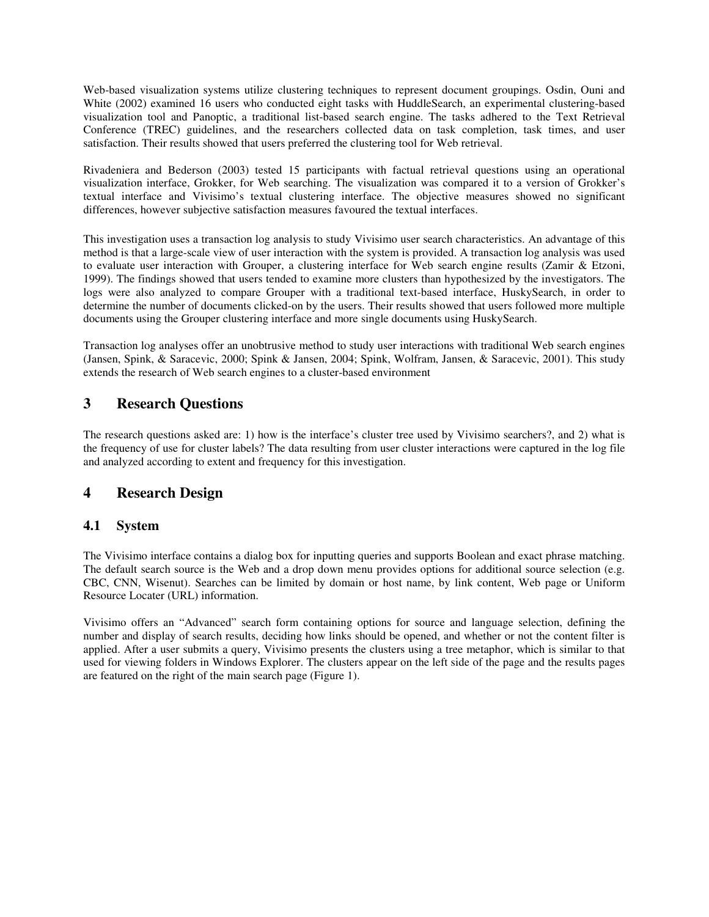Web-based visualization systems utilize clustering techniques to represent document groupings. Osdin, Ouni and White (2002) examined 16 users who conducted eight tasks with HuddleSearch, an experimental clustering-based visualization tool and Panoptic, a traditional list-based search engine. The tasks adhered to the Text Retrieval Conference (TREC) guidelines, and the researchers collected data on task completion, task times, and user satisfaction. Their results showed that users preferred the clustering tool for Web retrieval.

Rivadeniera and Bederson (2003) tested 15 participants with factual retrieval questions using an operational visualization interface, Grokker, for Web searching. The visualization was compared it to a version of Grokker's textual interface and Vivisimo's textual clustering interface. The objective measures showed no significant differences, however subjective satisfaction measures favoured the textual interfaces.

This investigation uses a transaction log analysis to study Vivisimo user search characteristics. An advantage of this method is that a large-scale view of user interaction with the system is provided. A transaction log analysis was used to evaluate user interaction with Grouper, a clustering interface for Web search engine results (Zamir & Etzoni, 1999). The findings showed that users tended to examine more clusters than hypothesized by the investigators. The logs were also analyzed to compare Grouper with a traditional text-based interface, HuskySearch, in order to determine the number of documents clicked-on by the users. Their results showed that users followed more multiple documents using the Grouper clustering interface and more single documents using HuskySearch.

Transaction log analyses offer an unobtrusive method to study user interactions with traditional Web search engines (Jansen, Spink, & Saracevic, 2000; Spink & Jansen, 2004; Spink, Wolfram, Jansen, & Saracevic, 2001). This study extends the research of Web search engines to a cluster-based environment

# 3 Research Questions

The research questions asked are: 1) how is the interface's cluster tree used by Vivisimo searchers?, and 2) what is the frequency of use for cluster labels? The data resulting from user cluster interactions were captured in the log file and analyzed according to extent and frequency for this investigation.

# 4 Research Design

## 4.1 System

The Vivisimo interface contains a dialog box for inputting queries and supports Boolean and exact phrase matching. The default search source is the Web and a drop down menu provides options for additional source selection (e.g. CBC, CNN, Wisenut). Searches can be limited by domain or host name, by link content, Web page or Uniform Resource Locater (URL) information.

Vivisimo offers an "Advanced" search form containing options for source and language selection, defining the number and display of search results, deciding how links should be opened, and whether or not the content filter is applied. After a user submits a query, Vivisimo presents the clusters using a tree metaphor, which is similar to that used for viewing folders in Windows Explorer. The clusters appear on the left side of the page and the results pages are featured on the right of the main search page (Figure 1).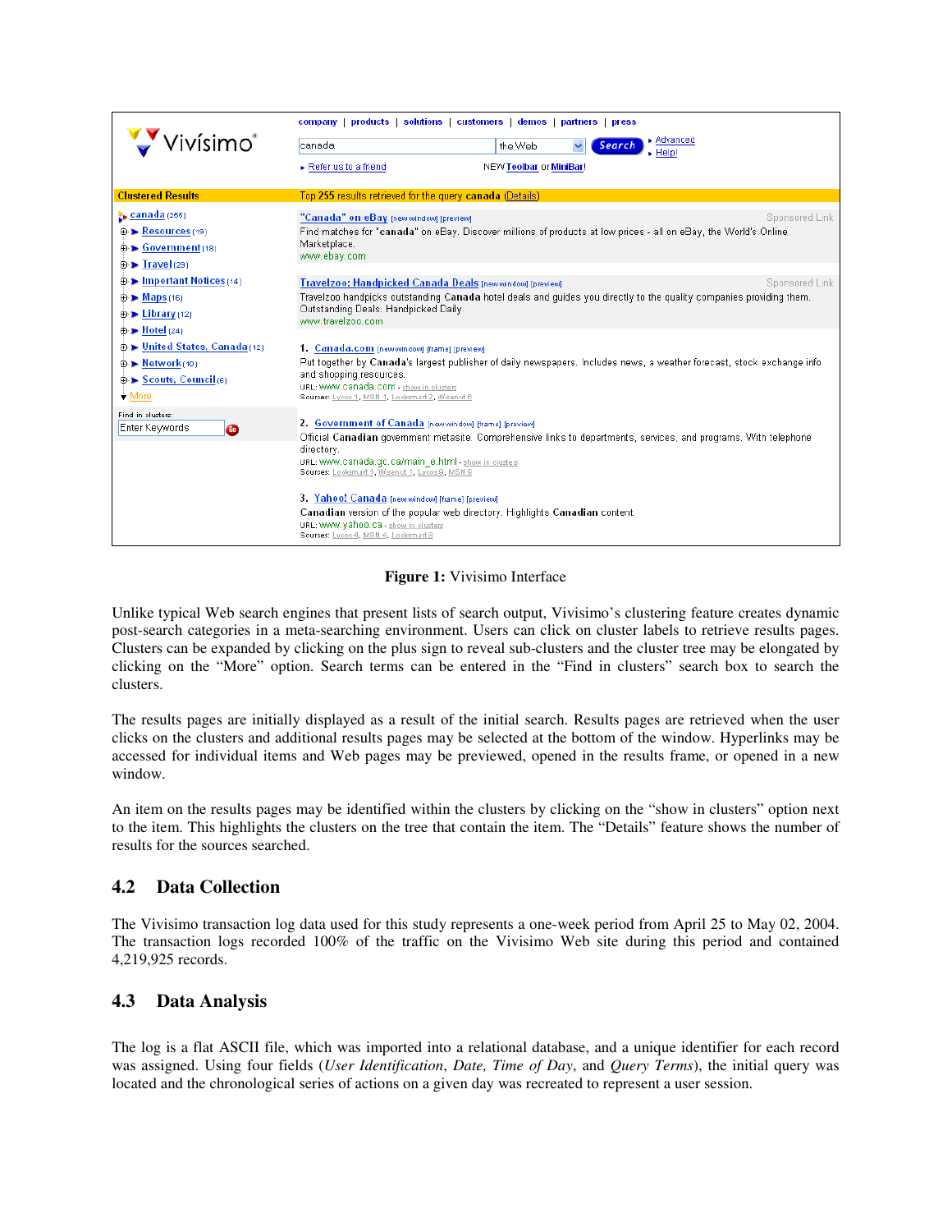**Figure 1:** Vivisimo Interface

Unlike typical Web search engines that present lists of search output, Vivisimo's clustering feature creates dynamic post-search categories in a meta-searching environment. Users can click on cluster labels to retrieve results pages. Clusters can be expanded by clicking on the plus sign to reveal sub-clusters and the cluster tree may be elongated by clicking on the "More" option. Search terms can be entered in the "Find in clusters" search box to search the clusters.

The results pages are initially displayed as a result of the initial search. Results pages are retrieved when the user clicks on the clusters and additional results pages may be selected at the bottom of the window. Hyperlinks may be accessed for individual items and Web pages may be previewed, opened in the results frame, or opened in a new window.

An item on the results pages may be identified within the clusters by clicking on the "show in clusters" option next to the item. This highlights the clusters on the tree that contain the item. The "Details" feature shows the number of results for the sources searched.

## 4.2 Data Collection

The Vivisimo transaction log data used for this study represents a one-week period from April 25 to May 02, 2004. The transaction logs recorded 100% of the traffic on the Vivisimo Web site during this period and contained 4,219,925 records.

## 4.3 Data Analysis

The log is a flat ASCII file, which was imported into a relational database, and a unique identifier for each record was assigned. Using four fields (*User Identification*, *Date, Time of Day*, and *Query Terms*), the initial query was located and the chronological series of actions on a given day was recreated to represent a user session.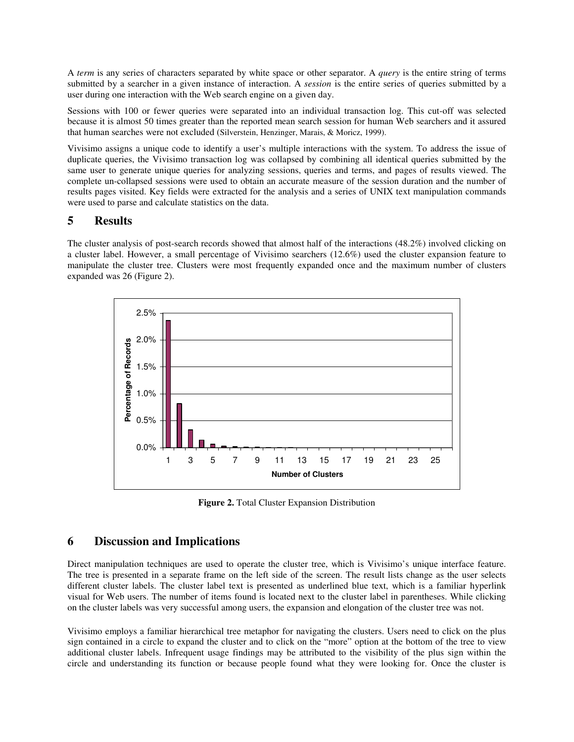A *term* is any series of characters separated by white space or other separator. A *query* is the entire string of terms submitted by a searcher in a given instance of interaction. A *session* is the entire series of queries submitted by a user during one interaction with the Web search engine on a given day.

Sessions with 100 or fewer queries were separated into an individual transaction log. This cut-off was selected because it is almost 50 times greater than the reported mean search session for human Web searchers and it assured that human searches were not excluded (Silverstein, Henzinger, Marais, & Moricz, 1999).

Vivisimo assigns a unique code to identify a user's multiple interactions with the system. To address the issue of duplicate queries, the Vivisimo transaction log was collapsed by combining all identical queries submitted by the same user to generate unique queries for analyzing sessions, queries and terms, and pages of results viewed. The complete un-collapsed sessions were used to obtain an accurate measure of the session duration and the number of results pages visited. Key fields were extracted for the analysis and a series of UNIX text manipulation commands were used to parse and calculate statistics on the data.

# 5 Results

The cluster analysis of post-search records showed that almost half of the interactions (48.2%) involved clicking on a cluster label. However, a small percentage of Vivisimo searchers (12.6%) used the cluster expansion feature to manipulate the cluster tree. Clusters were most frequently expanded once and the maximum number of clusters expanded was 26 (Figure 2).

**Figure 2.** Total Cluster Expansion Distribution

# 6 Discussion and Implications

Direct manipulation techniques are used to operate the cluster tree, which is Vivisimo's unique interface feature. The tree is presented in a separate frame on the left side of the screen. The result lists change as the user selects different cluster labels. The cluster label text is presented as underlined blue text, which is a familiar hyperlink visual for Web users. The number of items found is located next to the cluster label in parentheses. While clicking on the cluster labels was very successful among users, the expansion and elongation of the cluster tree was not.

Vivisimo employs a familiar hierarchical tree metaphor for navigating the clusters. Users need to click on the plus sign contained in a circle to expand the cluster and to click on the "more" option at the bottom of the tree to view additional cluster labels. Infrequent usage findings may be attributed to the visibility of the plus sign within the circle and understanding its function or because people found what they were looking for. Once the cluster is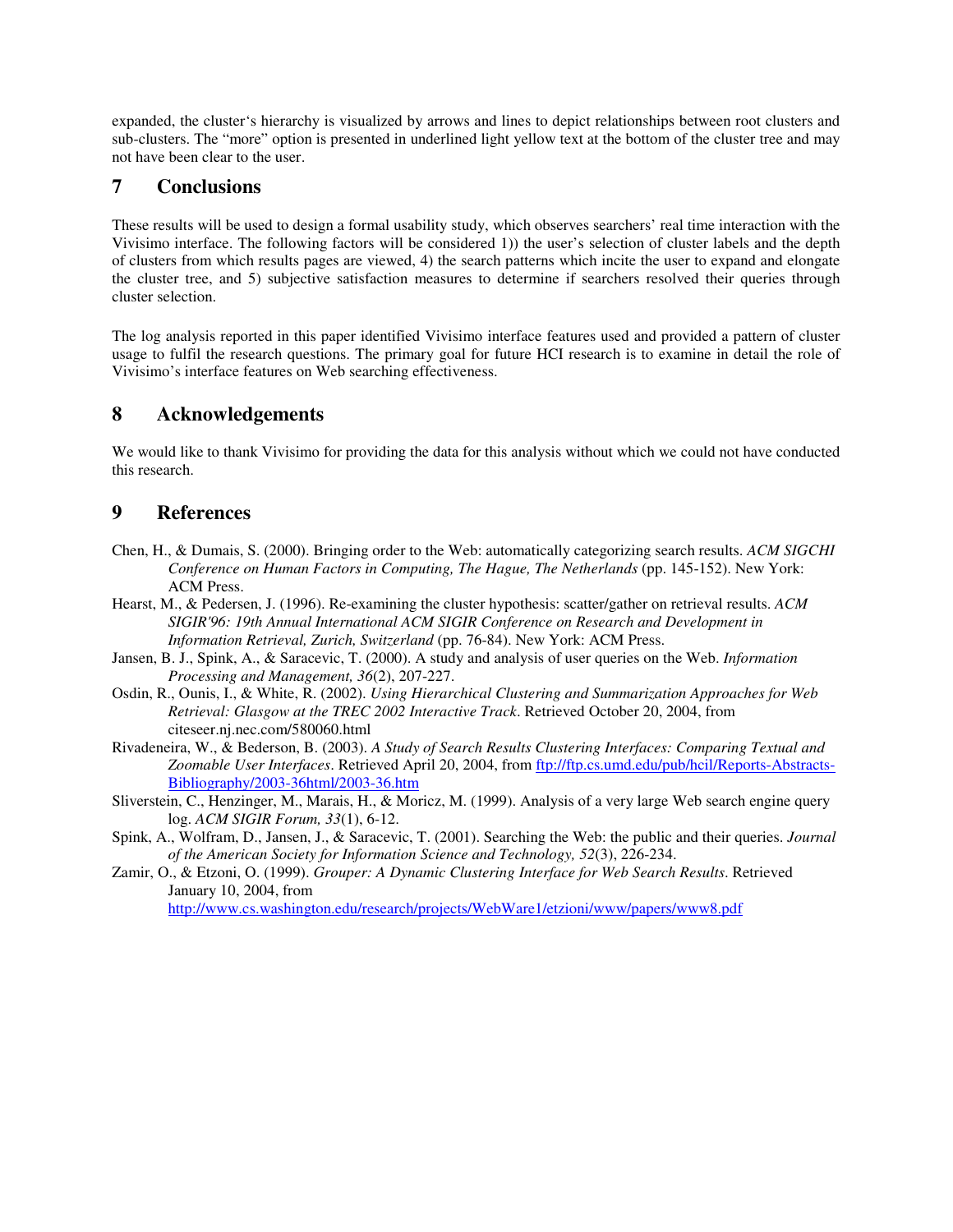expanded, the cluster's hierarchy is visualized by arrows and lines to depict relationships between root clusters and sub-clusters. The "more" option is presented in underlined light yellow text at the bottom of the cluster tree and may not have been clear to the user.

## 7 Conclusions

These results will be used to design a formal usability study, which observes searchers' real time interaction with the Vivisimo interface. The following factors will be considered 1)) the user's selection of cluster labels and the depth of clusters from which results pages are viewed, 4) the search patterns which incite the user to expand and elongate the cluster tree, and 5) subjective satisfaction measures to determine if searchers resolved their queries through cluster selection.

The log analysis reported in this paper identified Vivisimo interface features used and provided a pattern of cluster usage to fulfil the research questions. The primary goal for future HCI research is to examine in detail the role of Vivisimo's interface features on Web searching effectiveness.

## 8 Acknowledgements

We would like to thank Vivisimo for providing the data for this analysis without which we could not have conducted this research.

## 9 References

Chen, H., & Dumais, S. (2000). Bringing order to the Web: automatically categorizing search results. *ACM SIGCHI Conference on Human Factors in Computing, The Hague, The Netherlands* (pp. 145-152). New York: ACM Press.

Hearst, M., & Pedersen, J. (1996). Re-examining the cluster hypothesis: scatter/gather on retrieval results. *ACM SIGIR'96: 19th Annual International ACM SIGIR Conference on Research and Development in Information Retrieval, Zurich, Switzerland* (pp. 76-84). New York: ACM Press.

Jansen, B. J., Spink, A., & Saracevic, T. (2000). A study and analysis of user queries on the Web. *Information Processing and Management, 36*(2), 207-227.

Osdin, R., Ounis, I., & White, R. (2002). *Using Hierarchical Clustering and Summarization Approaches for Web Retrieval: Glasgow at the TREC 2002 Interactive Track*. Retrieved October 20, 2004, from citeseer.nj.nec.com/580060.html

Rivadeneira, W., & Bederson, B. (2003). *A Study of Search Results Clustering Interfaces: Comparing Textual and Zoomable User Interfaces*. Retrieved April 20, 2004, from ftp://ftp.cs.umd.edu/pub/hcil/Reports-Abstracts-Bibliography/2003-36html/2003-36.htm

Sliverstein, C., Henzinger, M., Marais, H., & Moricz, M. (1999). Analysis of a very large Web search engine query log. *ACM SIGIR Forum, 33*(1), 6-12.

Spink, A., Wolfram, D., Jansen, J., & Saracevic, T. (2001). Searching the Web: the public and their queries. *Journal of the American Society for Information Science and Technology, 52*(3), 226-234.

Zamir, O., & Etzoni, O. (1999). *Grouper: A Dynamic Clustering Interface for Web Search Results*. Retrieved January 10, 2004, from http://www.cs.washington.edu/research/projects/WebWare1/etzioni/www/papers/www8.pdf